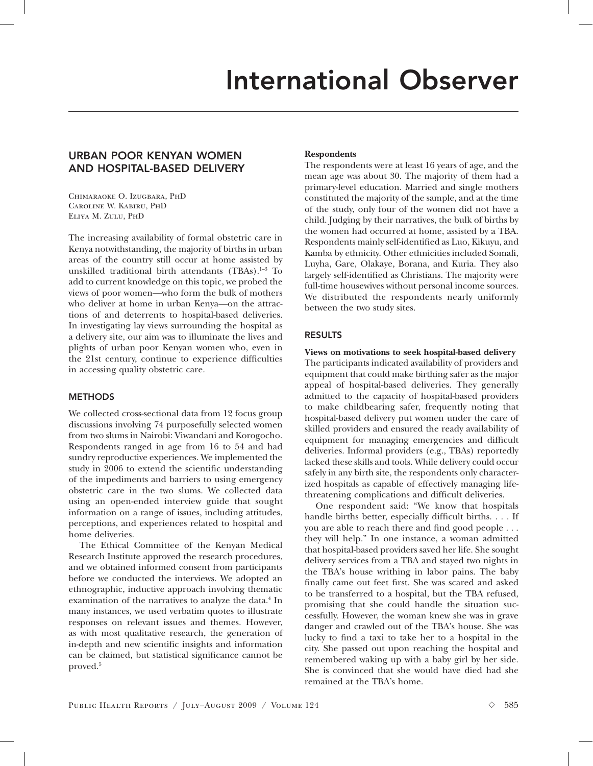# International Observer

## URBAN POOR KENYAN WOMEN AND HOSPITAL-BASED DELIVERY

Chimaraoke O. Izugbara, PhD
Caroline W. Kabiru, PhD
Eliya M. Zulu, PhD

The increasing availability of formal obstetric care in Kenya notwithstanding, the majority of births in urban areas of the country still occur at home assisted by unskilled traditional birth attendants (TBAs).[1–3] To add to current knowledge on this topic, we probed the views of poor women—who form the bulk of mothers who deliver at home in urban Kenya—on the attractions of and deterrents to hospital-based deliveries. In investigating lay views surrounding the hospital as a delivery site, our aim was to illuminate the lives and plights of urban poor Kenyan women who, even in the 21st century, continue to experience difficulties in accessing quality obstetric care.

### METHODS

We collected cross-sectional data from 12 focus group discussions involving 74 purposefully selected women from two slums in Nairobi: Viwandani and Korogocho. Respondents ranged in age from 16 to 54 and had sundry reproductive experiences. We implemented the study in 2006 to extend the scientific understanding of the impediments and barriers to using emergency obstetric care in the two slums. We collected data using an open-ended interview guide that sought information on a range of issues, including attitudes, perceptions, and experiences related to hospital and home deliveries.

The Ethical Committee of the Kenyan Medical Research Institute approved the research procedures, and we obtained informed consent from participants before we conducted the interviews. We adopted an ethnographic, inductive approach involving thematic examination of the narratives to analyze the data.[4] In many instances, we used verbatim quotes to illustrate responses on relevant issues and themes. However, as with most qualitative research, the generation of in-depth and new scientific insights and information can be claimed, but statistical significance cannot be proved.[5]

**Respondents**

The respondents were at least 16 years of age, and the mean age was about 30. The majority of them had a primary-level education. Married and single mothers constituted the majority of the sample, and at the time of the study, only four of the women did not have a child. Judging by their narratives, the bulk of births by the women had occurred at home, assisted by a TBA. Respondents mainly self-identified as Luo, Kikuyu, and Kamba by ethnicity. Other ethnicities included Somali, Luyha, Gare, Olakaye, Borana, and Kuria. They also largely self-identified as Christians. The majority were full-time housewives without personal income sources. We distributed the respondents nearly uniformly between the two study sites.

### RESULTS

**Views on motivations to seek hospital-based delivery**

The participants indicated availability of providers and equipment that could make birthing safer as the major appeal of hospital-based deliveries. They generally admitted to the capacity of hospital-based providers to make childbearing safer, frequently noting that hospital-based delivery put women under the care of skilled providers and ensured the ready availability of equipment for managing emergencies and difficult deliveries. Informal providers (e.g., TBAs) reportedly lacked these skills and tools. While delivery could occur safely in any birth site, the respondents only characterized hospitals as capable of effectively managing life-threatening complications and difficult deliveries.

One respondent said: "We know that hospitals handle births better, especially difficult births. . . . If you are able to reach there and find good people . . . they will help." In one instance, a woman admitted that hospital-based providers saved her life. She sought delivery services from a TBA and stayed two nights in the TBA's house writhing in labor pains. The baby finally came out feet first. She was scared and asked to be transferred to a hospital, but the TBA refused, promising that she could handle the situation successfully. However, the woman knew she was in grave danger and crawled out of the TBA's house. She was lucky to find a taxi to take her to a hospital in the city. She passed out upon reaching the hospital and remembered waking up with a baby girl by her side. She is convinced that she would have died had she remained at the TBA's home.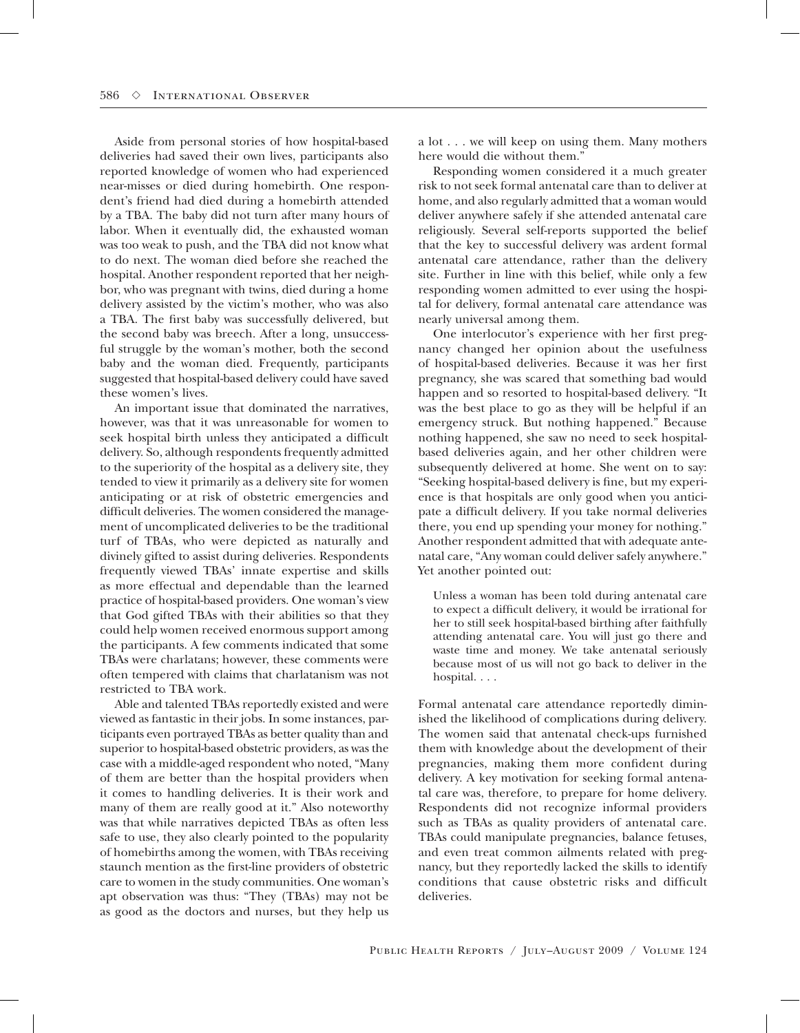Aside from personal stories of how hospital-based deliveries had saved their own lives, participants also reported knowledge of women who had experienced near-misses or died during homebirth. One respondent's friend had died during a homebirth attended by a TBA. The baby did not turn after many hours of labor. When it eventually did, the exhausted woman was too weak to push, and the TBA did not know what to do next. The woman died before she reached the hospital. Another respondent reported that her neighbor, who was pregnant with twins, died during a home delivery assisted by the victim's mother, who was also a TBA. The first baby was successfully delivered, but the second baby was breech. After a long, unsuccessful struggle by the woman's mother, both the second baby and the woman died. Frequently, participants suggested that hospital-based delivery could have saved these women's lives.

An important issue that dominated the narratives, however, was that it was unreasonable for women to seek hospital birth unless they anticipated a difficult delivery. So, although respondents frequently admitted to the superiority of the hospital as a delivery site, they tended to view it primarily as a delivery site for women anticipating or at risk of obstetric emergencies and difficult deliveries. The women considered the management of uncomplicated deliveries to be the traditional turf of TBAs, who were depicted as naturally and divinely gifted to assist during deliveries. Respondents frequently viewed TBAs' innate expertise and skills as more effectual and dependable than the learned practice of hospital-based providers. One woman's view that God gifted TBAs with their abilities so that they could help women received enormous support among the participants. A few comments indicated that some TBAs were charlatans; however, these comments were often tempered with claims that charlatanism was not restricted to TBA work.

Able and talented TBAs reportedly existed and were viewed as fantastic in their jobs. In some instances, participants even portrayed TBAs as better quality than and superior to hospital-based obstetric providers, as was the case with a middle-aged respondent who noted, "Many of them are better than the hospital providers when it comes to handling deliveries. It is their work and many of them are really good at it." Also noteworthy was that while narratives depicted TBAs as often less safe to use, they also clearly pointed to the popularity of homebirths among the women, with TBAs receiving staunch mention as the first-line providers of obstetric care to women in the study communities. One woman's apt observation was thus: "They (TBAs) may not be as good as the doctors and nurses, but they help us a lot . . . we will keep on using them. Many mothers here would die without them."

Responding women considered it a much greater risk to not seek formal antenatal care than to deliver at home, and also regularly admitted that a woman would deliver anywhere safely if she attended antenatal care religiously. Several self-reports supported the belief that the key to successful delivery was ardent formal antenatal care attendance, rather than the delivery site. Further in line with this belief, while only a few responding women admitted to ever using the hospital for delivery, formal antenatal care attendance was nearly universal among them.

One interlocutor's experience with her first pregnancy changed her opinion about the usefulness of hospital-based deliveries. Because it was her first pregnancy, she was scared that something bad would happen and so resorted to hospital-based delivery. "It was the best place to go as they will be helpful if an emergency struck. But nothing happened." Because nothing happened, she saw no need to seek hospital-based deliveries again, and her other children were subsequently delivered at home. She went on to say: "Seeking hospital-based delivery is fine, but my experience is that hospitals are only good when you anticipate a difficult delivery. If you take normal deliveries there, you end up spending your money for nothing." Another respondent admitted that with adequate antenatal care, "Any woman could deliver safely anywhere." Yet another pointed out:

> Unless a woman has been told during antenatal care to expect a difficult delivery, it would be irrational for her to still seek hospital-based birthing after faithfully attending antenatal care. You will just go there and waste time and money. We take antenatal seriously because most of us will not go back to deliver in the hospital. . . .

Formal antenatal care attendance reportedly diminished the likelihood of complications during delivery. The women said that antenatal check-ups furnished them with knowledge about the development of their pregnancies, making them more confident during delivery. A key motivation for seeking formal antenatal care was, therefore, to prepare for home delivery. Respondents did not recognize informal providers such as TBAs as quality providers of antenatal care. TBAs could manipulate pregnancies, balance fetuses, and even treat common ailments related with pregnancy, but they reportedly lacked the skills to identify conditions that cause obstetric risks and difficult deliveries.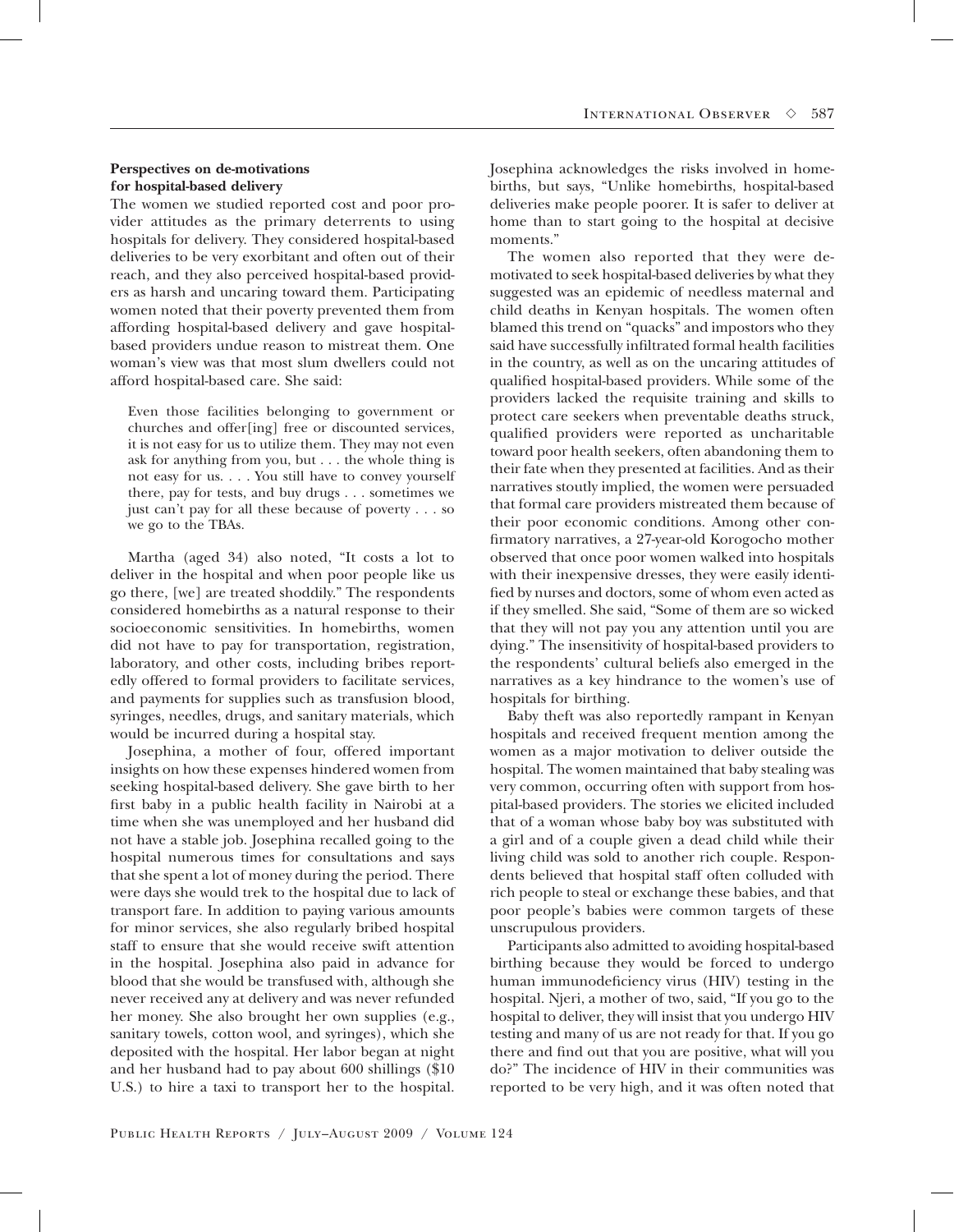### Perspectives on de-motivations for hospital-based delivery

The women we studied reported cost and poor provider attitudes as the primary deterrents to using hospitals for delivery. They considered hospital-based deliveries to be very exorbitant and often out of their reach, and they also perceived hospital-based providers as harsh and uncaring toward them. Participating women noted that their poverty prevented them from affording hospital-based delivery and gave hospital-based providers undue reason to mistreat them. One woman's view was that most slum dwellers could not afford hospital-based care. She said:

> Even those facilities belonging to government or churches and offer[ing] free or discounted services, it is not easy for us to utilize them. They may not even ask for anything from you, but . . . the whole thing is not easy for us. . . . You still have to convey yourself there, pay for tests, and buy drugs . . . sometimes we just can't pay for all these because of poverty . . . so we go to the TBAs.

Martha (aged 34) also noted, "It costs a lot to deliver in the hospital and when poor people like us go there, [we] are treated shoddily." The respondents considered homebirths as a natural response to their socioeconomic sensitivities. In homebirths, women did not have to pay for transportation, registration, laboratory, and other costs, including bribes reportedly offered to formal providers to facilitate services, and payments for supplies such as transfusion blood, syringes, needles, drugs, and sanitary materials, which would be incurred during a hospital stay.

Josephina, a mother of four, offered important insights on how these expenses hindered women from seeking hospital-based delivery. She gave birth to her first baby in a public health facility in Nairobi at a time when she was unemployed and her husband did not have a stable job. Josephina recalled going to the hospital numerous times for consultations and says that she spent a lot of money during the period. There were days she would trek to the hospital due to lack of transport fare. In addition to paying various amounts for minor services, she also regularly bribed hospital staff to ensure that she would receive swift attention in the hospital. Josephina also paid in advance for blood that she would be transfused with, although she never received any at delivery and was never refunded her money. She also brought her own supplies (e.g., sanitary towels, cotton wool, and syringes), which she deposited with the hospital. Her labor began at night and her husband had to pay about 600 shillings ($10 U.S.) to hire a taxi to transport her to the hospital. Josephina acknowledges the risks involved in homebirths, but says, "Unlike homebirths, hospital-based deliveries make people poorer. It is safer to deliver at home than to start going to the hospital at decisive moments."

The women also reported that they were de-motivated to seek hospital-based deliveries by what they suggested was an epidemic of needless maternal and child deaths in Kenyan hospitals. The women often blamed this trend on "quacks" and impostors who they said have successfully infiltrated formal health facilities in the country, as well as on the uncaring attitudes of qualified hospital-based providers. While some of the providers lacked the requisite training and skills to protect care seekers when preventable deaths struck, qualified providers were reported as uncharitable toward poor health seekers, often abandoning them to their fate when they presented at facilities. And as their narratives stoutly implied, the women were persuaded that formal care providers mistreated them because of their poor economic conditions. Among other confirmatory narratives, a 27-year-old Korogocho mother observed that once poor women walked into hospitals with their inexpensive dresses, they were easily identified by nurses and doctors, some of whom even acted as if they smelled. She said, "Some of them are so wicked that they will not pay you any attention until you are dying." The insensitivity of hospital-based providers to the respondents' cultural beliefs also emerged in the narratives as a key hindrance to the women's use of hospitals for birthing.

Baby theft was also reportedly rampant in Kenyan hospitals and received frequent mention among the women as a major motivation to deliver outside the hospital. The women maintained that baby stealing was very common, occurring often with support from hospital-based providers. The stories we elicited included that of a woman whose baby boy was substituted with a girl and of a couple given a dead child while their living child was sold to another rich couple. Respondents believed that hospital staff often colluded with rich people to steal or exchange these babies, and that poor people's babies were common targets of these unscrupulous providers.

Participants also admitted to avoiding hospital-based birthing because they would be forced to undergo human immunodeficiency virus (HIV) testing in the hospital. Njeri, a mother of two, said, "If you go to the hospital to deliver, they will insist that you undergo HIV testing and many of us are not ready for that. If you go there and find out that you are positive, what will you do?" The incidence of HIV in their communities was reported to be very high, and it was often noted that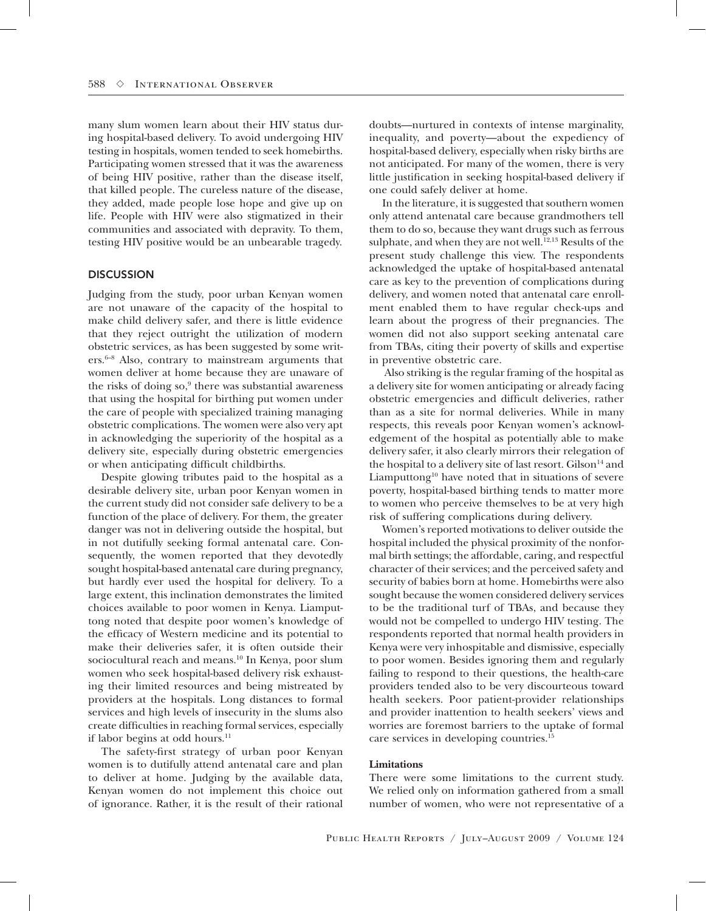many slum women learn about their HIV status during hospital-based delivery. To avoid undergoing HIV testing in hospitals, women tended to seek homebirths. Participating women stressed that it was the awareness of being HIV positive, rather than the disease itself, that killed people. The cureless nature of the disease, they added, made people lose hope and give up on life. People with HIV were also stigmatized in their communities and associated with depravity. To them, testing HIV positive would be an unbearable tragedy.

## DISCUSSION

Judging from the study, poor urban Kenyan women are not unaware of the capacity of the hospital to make child delivery safer, and there is little evidence that they reject outright the utilization of modern obstetric services, as has been suggested by some writers.[6–8] Also, contrary to mainstream arguments that women deliver at home because they are unaware of the risks of doing so,[9] there was substantial awareness that using the hospital for birthing put women under the care of people with specialized training managing obstetric complications. The women were also very apt in acknowledging the superiority of the hospital as a delivery site, especially during obstetric emergencies or when anticipating difficult childbirths.

Despite glowing tributes paid to the hospital as a desirable delivery site, urban poor Kenyan women in the current study did not consider safe delivery to be a function of the place of delivery. For them, the greater danger was not in delivering outside the hospital, but in not dutifully seeking formal antenatal care. Consequently, the women reported that they devotedly sought hospital-based antenatal care during pregnancy, but hardly ever used the hospital for delivery. To a large extent, this inclination demonstrates the limited choices available to poor women in Kenya. Liamputtong noted that despite poor women's knowledge of the efficacy of Western medicine and its potential to make their deliveries safer, it is often outside their sociocultural reach and means.[10] In Kenya, poor slum women who seek hospital-based delivery risk exhausting their limited resources and being mistreated by providers at the hospitals. Long distances to formal services and high levels of insecurity in the slums also create difficulties in reaching formal services, especially if labor begins at odd hours.[11]

The safety-first strategy of urban poor Kenyan women is to dutifully attend antenatal care and plan to deliver at home. Judging by the available data, Kenyan women do not implement this choice out of ignorance. Rather, it is the result of their rational doubts—nurtured in contexts of intense marginality, inequality, and poverty—about the expediency of hospital-based delivery, especially when risky births are not anticipated. For many of the women, there is very little justification in seeking hospital-based delivery if one could safely deliver at home.

In the literature, it is suggested that southern women only attend antenatal care because grandmothers tell them to do so, because they want drugs such as ferrous sulphate, and when they are not well.[12,13] Results of the present study challenge this view. The respondents acknowledged the uptake of hospital-based antenatal care as key to the prevention of complications during delivery, and women noted that antenatal care enrollment enabled them to have regular check-ups and learn about the progress of their pregnancies. The women did not also support seeking antenatal care from TBAs, citing their poverty of skills and expertise in preventive obstetric care.

Also striking is the regular framing of the hospital as a delivery site for women anticipating or already facing obstetric emergencies and difficult deliveries, rather than as a site for normal deliveries. While in many respects, this reveals poor Kenyan women's acknowledgement of the hospital as potentially able to make delivery safer, it also clearly mirrors their relegation of the hospital to a delivery site of last resort. Gilson[14] and Liamputtong[10] have noted that in situations of severe poverty, hospital-based birthing tends to matter more to women who perceive themselves to be at very high risk of suffering complications during delivery.

Women's reported motivations to deliver outside the hospital included the physical proximity of the nonformal birth settings; the affordable, caring, and respectful character of their services; and the perceived safety and security of babies born at home. Homebirths were also sought because the women considered delivery services to be the traditional turf of TBAs, and because they would not be compelled to undergo HIV testing. The respondents reported that normal health providers in Kenya were very inhospitable and dismissive, especially to poor women. Besides ignoring them and regularly failing to respond to their questions, the health-care providers tended also to be very discourteous toward health seekers. Poor patient-provider relationships and provider inattention to health seekers' views and worries are foremost barriers to the uptake of formal care services in developing countries.[15]

### Limitations

There were some limitations to the current study. We relied only on information gathered from a small number of women, who were not representative of a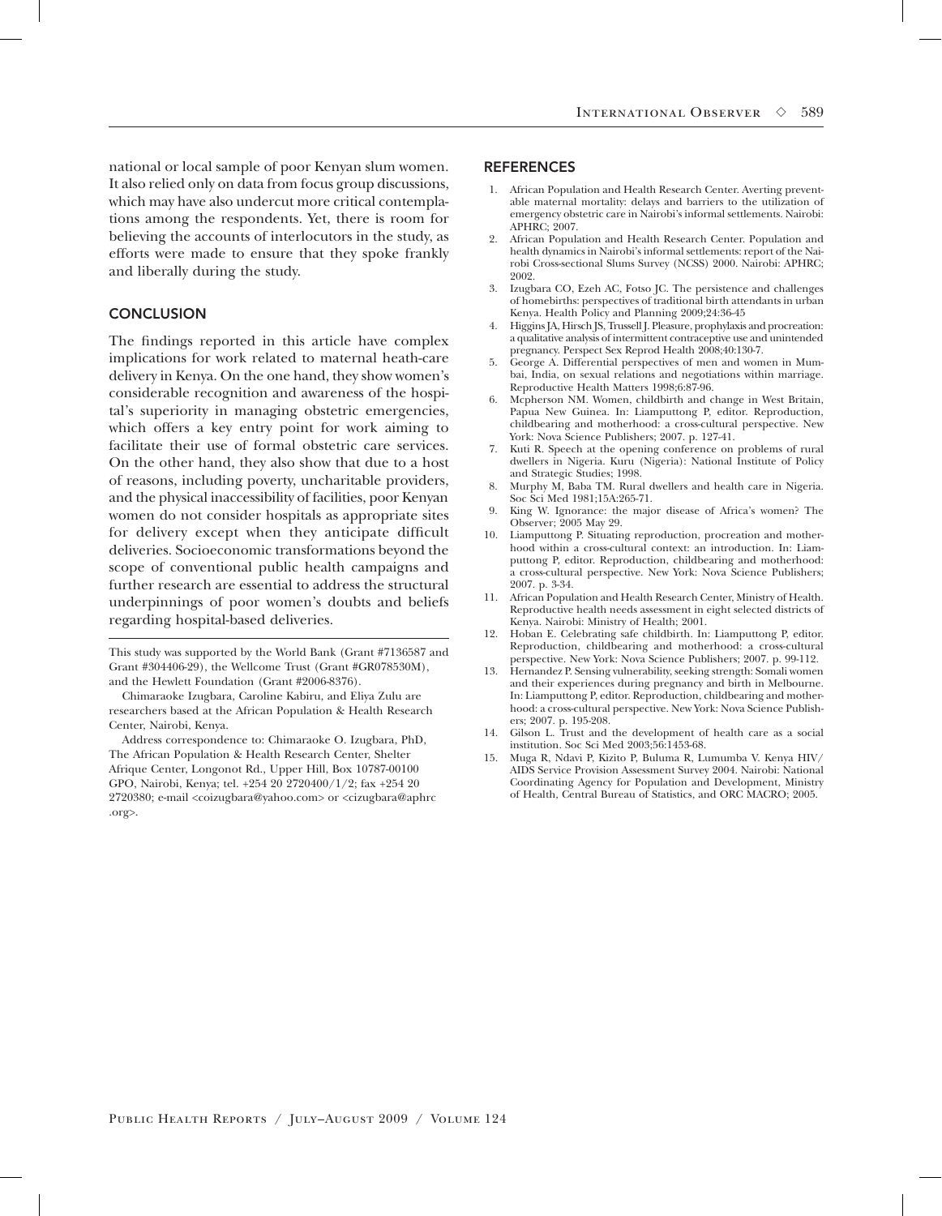national or local sample of poor Kenyan slum women. It also relied only on data from focus group discussions, which may have also undercut more critical contemplations among the respondents. Yet, there is room for believing the accounts of interlocutors in the study, as efforts were made to ensure that they spoke frankly and liberally during the study.

## CONCLUSION

The findings reported in this article have complex implications for work related to maternal heath-care delivery in Kenya. On the one hand, they show women's considerable recognition and awareness of the hospital's superiority in managing obstetric emergencies, which offers a key entry point for work aiming to facilitate their use of formal obstetric care services. On the other hand, they also show that due to a host of reasons, including poverty, uncharitable providers, and the physical inaccessibility of facilities, poor Kenyan women do not consider hospitals as appropriate sites for delivery except when they anticipate difficult deliveries. Socioeconomic transformations beyond the scope of conventional public health campaigns and further research are essential to address the structural underpinnings of poor women's doubts and beliefs regarding hospital-based deliveries.

---

This study was supported by the World Bank (Grant #7136587 and Grant #304406-29), the Wellcome Trust (Grant #GR078530M), and the Hewlett Foundation (Grant #2006-8376).

Chimaraoke Izugbara, Caroline Kabiru, and Eliya Zulu are researchers based at the African Population & Health Research Center, Nairobi, Kenya.

Address correspondence to: Chimaraoke O. Izugbara, PhD, The African Population & Health Research Center, Shelter Afrique Center, Longonot Rd., Upper Hill, Box 10787-00100 GPO, Nairobi, Kenya; tel. +254 20 2720400/1/2; fax +254 20 2720380; e-mail <coizugbara@yahoo.com> or <cizugbara@aphrc.org>.

## REFERENCES

1. African Population and Health Research Center. Averting preventable maternal mortality: delays and barriers to the utilization of emergency obstetric care in Nairobi's informal settlements. Nairobi: APHRC; 2007.
2. African Population and Health Research Center. Population and health dynamics in Nairobi's informal settlements: report of the Nairobi Cross-sectional Slums Survey (NCSS) 2000. Nairobi: APHRC; 2002.
3. Izugbara CO, Ezeh AC, Fotso JC. The persistence and challenges of homebirths: perspectives of traditional birth attendants in urban Kenya. Health Policy and Planning 2009;24:36-45
4. Higgins JA, Hirsch JS, Trussell J. Pleasure, prophylaxis and procreation: a qualitative analysis of intermittent contraceptive use and unintended pregnancy. Perspect Sex Reprod Health 2008;40:130-7.
5. George A. Differential perspectives of men and women in Mumbai, India, on sexual relations and negotiations within marriage. Reproductive Health Matters 1998;6:87-96.
6. Mcpherson NM. Women, childbirth and change in West Britain, Papua New Guinea. In: Liamputtong P, editor. Reproduction, childbearing and motherhood: a cross-cultural perspective. New York: Nova Science Publishers; 2007. p. 127-41.
7. Kuti R. Speech at the opening conference on problems of rural dwellers in Nigeria. Kuru (Nigeria): National Institute of Policy and Strategic Studies; 1998.
8. Murphy M, Baba TM. Rural dwellers and health care in Nigeria. Soc Sci Med 1981;15A:265-71.
9. King W. Ignorance: the major disease of Africa's women? The Observer; 2005 May 29.
10. Liamputtong P. Situating reproduction, procreation and motherhood within a cross-cultural context: an introduction. In: Liamputtong P, editor. Reproduction, childbearing and motherhood: a cross-cultural perspective. New York: Nova Science Publishers; 2007. p. 3-34.
11. African Population and Health Research Center, Ministry of Health. Reproductive health needs assessment in eight selected districts of Kenya. Nairobi: Ministry of Health; 2001.
12. Hoban E. Celebrating safe childbirth. In: Liamputtong P, editor. Reproduction, childbearing and motherhood: a cross-cultural perspective. New York: Nova Science Publishers; 2007. p. 99-112.
13. Hernandez P. Sensing vulnerability, seeking strength: Somali women and their experiences during pregnancy and birth in Melbourne. In: Liamputtong P, editor. Reproduction, childbearing and motherhood: a cross-cultural perspective. New York: Nova Science Publishers; 2007. p. 195-208.
14. Gilson L. Trust and the development of health care as a social institution. Soc Sci Med 2003;56:1453-68.
15. Muga R, Ndavi P, Kizito P, Buluma R, Lumumba V. Kenya HIV/AIDS Service Provision Assessment Survey 2004. Nairobi: National Coordinating Agency for Population and Development, Ministry of Health, Central Bureau of Statistics, and ORC MACRO; 2005.